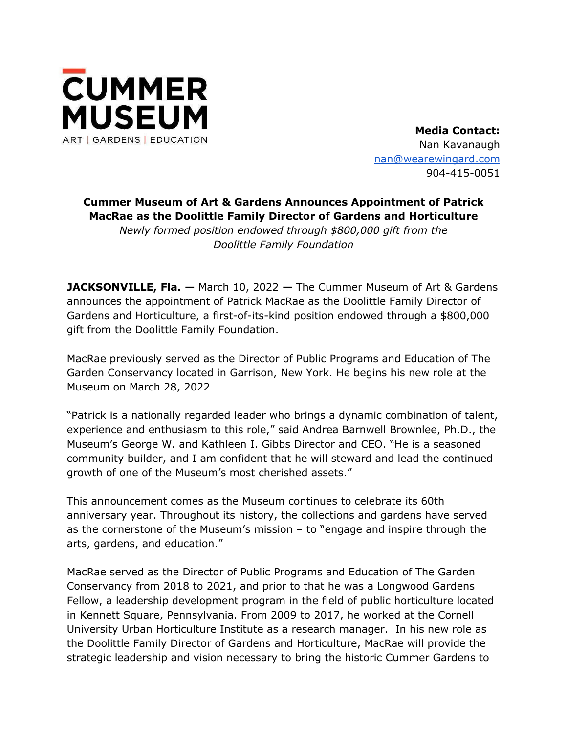**CUMMER MUSEUM**
ART | GARDENS | EDUCATION

**Media Contact:**
Nan Kavanaugh
nan@wearewingard.com
904-415-0051

## Cummer Museum of Art & Gardens Announces Appointment of Patrick MacRae as the Doolittle Family Director of Gardens and Horticulture

*Newly formed position endowed through $800,000 gift from the Doolittle Family Foundation*

**JACKSONVILLE, Fla. —** March 10, 2022 **—** The Cummer Museum of Art & Gardens announces the appointment of Patrick MacRae as the Doolittle Family Director of Gardens and Horticulture, a first-of-its-kind position endowed through a $800,000 gift from the Doolittle Family Foundation.

MacRae previously served as the Director of Public Programs and Education of The Garden Conservancy located in Garrison, New York. He begins his new role at the Museum on March 28, 2022

"Patrick is a nationally regarded leader who brings a dynamic combination of talent, experience and enthusiasm to this role," said Andrea Barnwell Brownlee, Ph.D., the Museum's George W. and Kathleen I. Gibbs Director and CEO. "He is a seasoned community builder, and I am confident that he will steward and lead the continued growth of one of the Museum's most cherished assets."

This announcement comes as the Museum continues to celebrate its 60th anniversary year. Throughout its history, the collections and gardens have served as the cornerstone of the Museum's mission – to "engage and inspire through the arts, gardens, and education."

MacRae served as the Director of Public Programs and Education of The Garden Conservancy from 2018 to 2021, and prior to that he was a Longwood Gardens Fellow, a leadership development program in the field of public horticulture located in Kennett Square, Pennsylvania. From 2009 to 2017, he worked at the Cornell University Urban Horticulture Institute as a research manager. In his new role as the Doolittle Family Director of Gardens and Horticulture, MacRae will provide the strategic leadership and vision necessary to bring the historic Cummer Gardens to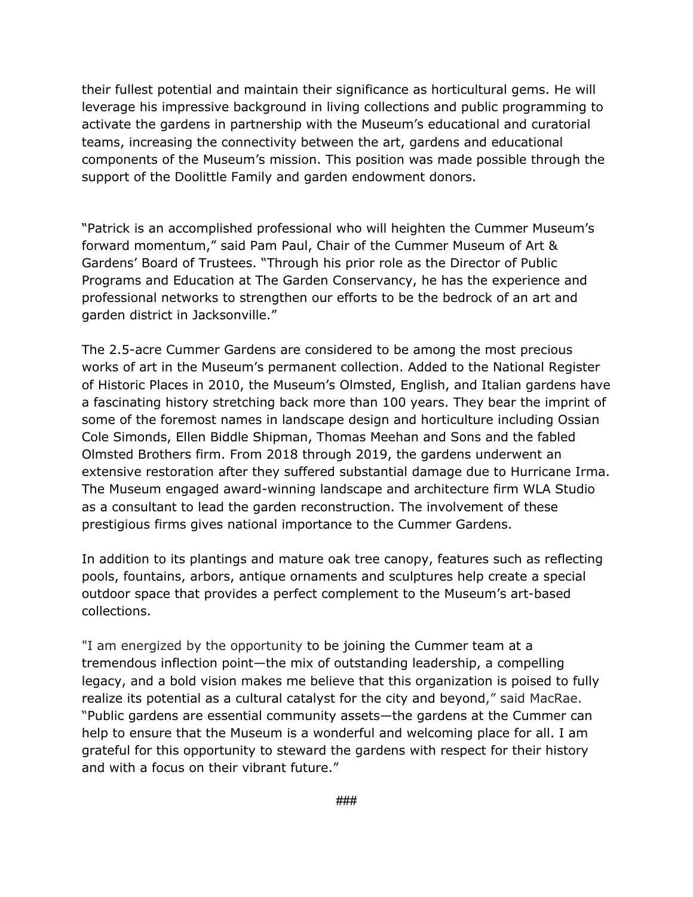their fullest potential and maintain their significance as horticultural gems. He will leverage his impressive background in living collections and public programming to activate the gardens in partnership with the Museum's educational and curatorial teams, increasing the connectivity between the art, gardens and educational components of the Museum's mission. This position was made possible through the support of the Doolittle Family and garden endowment donors.

"Patrick is an accomplished professional who will heighten the Cummer Museum's forward momentum," said Pam Paul, Chair of the Cummer Museum of Art & Gardens' Board of Trustees. "Through his prior role as the Director of Public Programs and Education at The Garden Conservancy, he has the experience and professional networks to strengthen our efforts to be the bedrock of an art and garden district in Jacksonville."

The 2.5-acre Cummer Gardens are considered to be among the most precious works of art in the Museum's permanent collection. Added to the National Register of Historic Places in 2010, the Museum's Olmsted, English, and Italian gardens have a fascinating history stretching back more than 100 years. They bear the imprint of some of the foremost names in landscape design and horticulture including Ossian Cole Simonds, Ellen Biddle Shipman, Thomas Meehan and Sons and the fabled Olmsted Brothers firm. From 2018 through 2019, the gardens underwent an extensive restoration after they suffered substantial damage due to Hurricane Irma. The Museum engaged award-winning landscape and architecture firm WLA Studio as a consultant to lead the garden reconstruction. The involvement of these prestigious firms gives national importance to the Cummer Gardens.

In addition to its plantings and mature oak tree canopy, features such as reflecting pools, fountains, arbors, antique ornaments and sculptures help create a special outdoor space that provides a perfect complement to the Museum's art-based collections.

"I am energized by the opportunity to be joining the Cummer team at a tremendous inflection point—the mix of outstanding leadership, a compelling legacy, and a bold vision makes me believe that this organization is poised to fully realize its potential as a cultural catalyst for the city and beyond," said MacRae. "Public gardens are essential community assets—the gardens at the Cummer can help to ensure that the Museum is a wonderful and welcoming place for all. I am grateful for this opportunity to steward the gardens with respect for their history and with a focus on their vibrant future."

###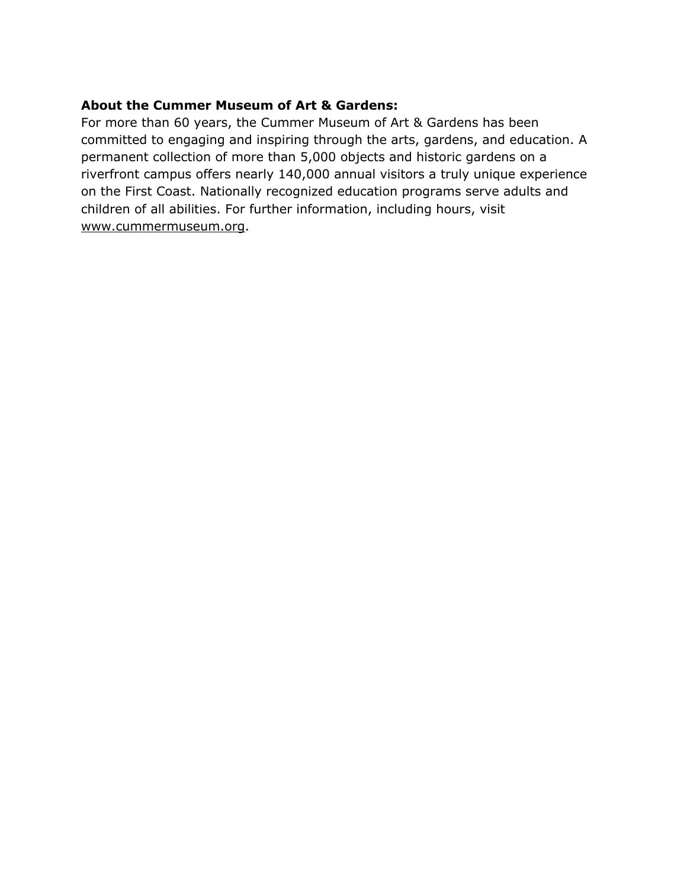**About the Cummer Museum of Art & Gardens:**

For more than 60 years, the Cummer Museum of Art & Gardens has been committed to engaging and inspiring through the arts, gardens, and education. A permanent collection of more than 5,000 objects and historic gardens on a riverfront campus offers nearly 140,000 annual visitors a truly unique experience on the First Coast. Nationally recognized education programs serve adults and children of all abilities. For further information, including hours, visit www.cummermuseum.org.